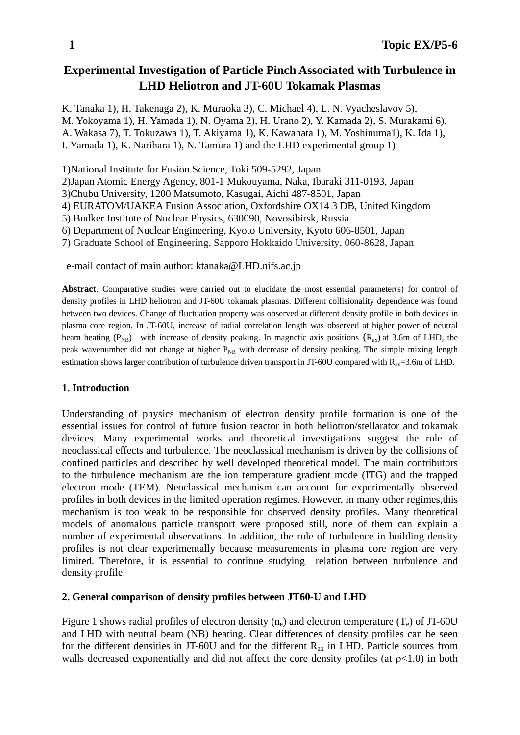# Experimental Investigation of Particle Pinch Associated with Turbulence in LHD Heliotron and JT-60U Tokamak Plasmas

K. Tanaka 1), H. Takenaga 2), K. Muraoka 3), C. Michael 4), L. N. Vyacheslavov 5), M. Yokoyama 1), H. Yamada 1), N. Oyama 2), H. Urano 2), Y. Kamada 2), S. Murakami 6), A. Wakasa 7), T. Tokuzawa 1), T. Akiyama 1), K. Kawahata 1), M. Yoshinuma1), K. Ida 1), I. Yamada 1), K. Narihara 1), N. Tamura 1) and the LHD experimental group 1)

1)National Institute for Fusion Science, Toki 509-5292, Japan
2)Japan Atomic Energy Agency, 801-1 Mukouyama, Naka, Ibaraki 311-0193, Japan
3)Chubu University, 1200 Matsumoto, Kasugai, Aichi 487-8501, Japan
4) EURATOM/UAKEA Fusion Association, Oxfordshire OX14 3 DB, United Kingdom
5) Budker Institute of Nuclear Physics, 630090, Novosibirsk, Russia
6) Department of Nuclear Engineering, Kyoto University, Kyoto 606-8501, Japan
7) Graduate School of Engineering, Sapporo Hokkaido University, 060-8628, Japan

e-mail contact of main author: ktanaka@LHD.nifs.ac.jp

**Abstract**. Comparative studies were carried out to elucidate the most essential parameter(s) for control of density profiles in LHD heliotron and JT-60U tokamak plasmas. Different collisionality dependence was found between two devices. Change of fluctuation property was observed at different density profile in both devices in plasma core region. In JT-60U, increase of radial correlation length was observed at higher power of neutral beam heating ($P_{NB}$) with increase of density peaking. In magnetic axis positions ($R_{ax}$) at 3.6m of LHD, the peak wavenumber did not change at higher $P_{NB}$ with decrease of density peaking. The simple mixing length estimation shows larger contribution of turbulence driven transport in JT-60U compared with $R_{ax}$=3.6m of LHD.

## 1. Introduction

Understanding of physics mechanism of electron density profile formation is one of the essential issues for control of future fusion reactor in both heliotron/stellarator and tokamak devices. Many experimental works and theoretical investigations suggest the role of neoclassical effects and turbulence. The neoclassical mechanism is driven by the collisions of confined particles and described by well developed theoretical model. The main contributors to the turbulence mechanism are the ion temperature gradient mode (ITG) and the trapped electron mode (TEM). Neoclassical mechanism can account for experimentally observed profiles in both devices in the limited operation regimes. However, in many other regimes,this mechanism is too weak to be responsible for observed density profiles. Many theoretical models of anomalous particle transport were proposed still, none of them can explain a number of experimental observations. In addition, the role of turbulence in building density profiles is not clear experimentally because measurements in plasma core region are very limited. Therefore, it is essential to continue studying relation between turbulence and density profile.

## 2. General comparison of density profiles between JT60-U and LHD

Figure 1 shows radial profiles of electron density ($n_e$) and electron temperature ($T_e$) of JT-60U and LHD with neutral beam (NB) heating. Clear differences of density profiles can be seen for the different densities in JT-60U and for the different $R_{ax}$ in LHD. Particle sources from walls decreased exponentially and did not affect the core density profiles (at $\rho$<1.0) in both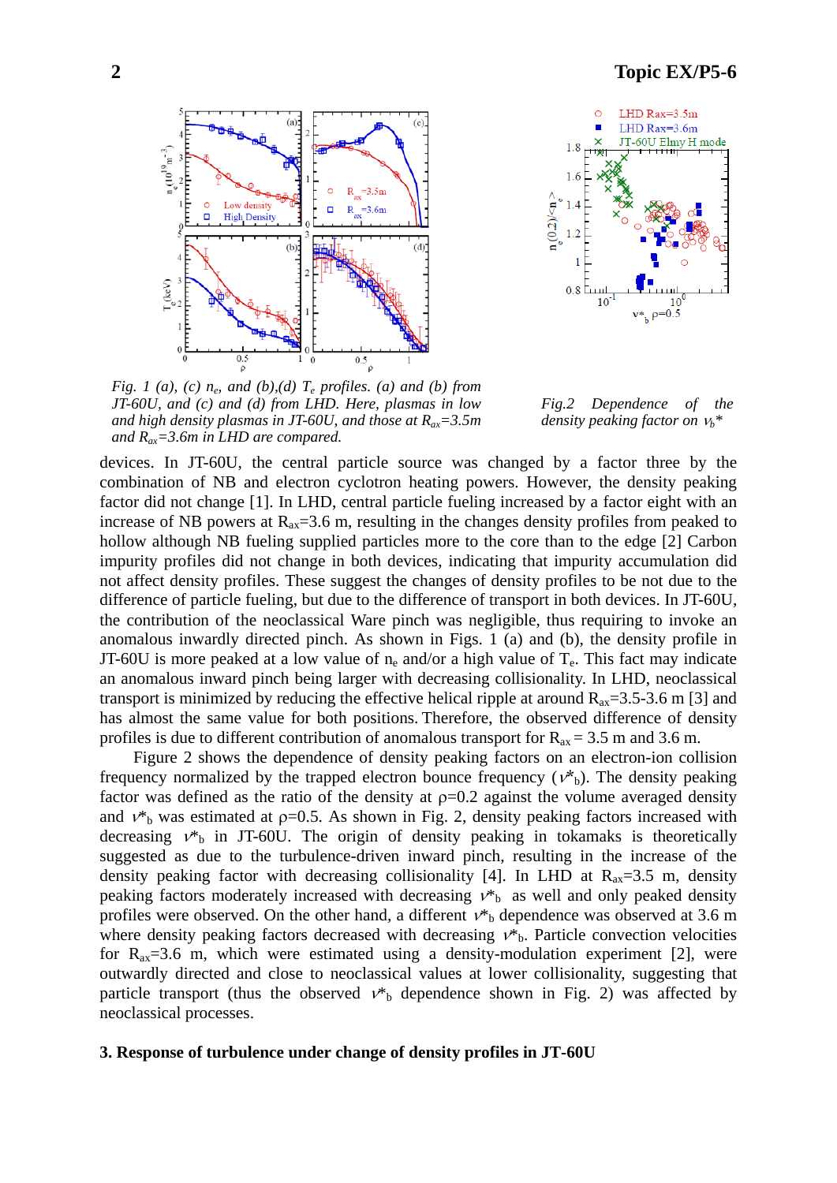*Fig. 1 (a), (c) $n_e$, and (b),(d) $T_e$ profiles. (a) and (b) from JT-60U, and (c) and (d) from LHD. Here, plasmas in low and high density plasmas in JT-60U, and those at $R_{ax}$=3.5m and $R_{ax}$=3.6m in LHD are compared.*

*Fig.2 Dependence of the density peaking factor on $\nu_b$\**

devices. In JT-60U, the central particle source was changed by a factor three by the combination of NB and electron cyclotron heating powers. However, the density peaking factor did not change [1]. In LHD, central particle fueling increased by a factor eight with an increase of NB powers at $R_{ax}$=3.6 m, resulting in the changes density profiles from peaked to hollow although NB fueling supplied particles more to the core than to the edge [2] Carbon impurity profiles did not change in both devices, indicating that impurity accumulation did not affect density profiles. These suggest the changes of density profiles to be not due to the difference of particle fueling, but due to the difference of transport in both devices. In JT-60U, the contribution of the neoclassical Ware pinch was negligible, thus requiring to invoke an anomalous inwardly directed pinch. As shown in Figs. 1 (a) and (b), the density profile in JT-60U is more peaked at a low value of $n_e$ and/or a high value of $T_e$. This fact may indicate an anomalous inward pinch being larger with decreasing collisionality. In LHD, neoclassical transport is minimized by reducing the effective helical ripple at around $R_{ax}$=3.5-3.6 m [3] and has almost the same value for both positions. Therefore, the observed difference of density profiles is due to different contribution of anomalous transport for $R_{ax}$ = 3.5 m and 3.6 m.

Figure 2 shows the dependence of density peaking factors on an electron-ion collision frequency normalized by the trapped electron bounce frequency ($\nu^*_b$). The density peaking factor was defined as the ratio of the density at ρ=0.2 against the volume averaged density and $\nu^*_b$ was estimated at ρ=0.5. As shown in Fig. 2, density peaking factors increased with decreasing $\nu^*_b$ in JT-60U. The origin of density peaking in tokamaks is theoretically suggested as due to the turbulence-driven inward pinch, resulting in the increase of the density peaking factor with decreasing collisionality [4]. In LHD at $R_{ax}$=3.5 m, density peaking factors moderately increased with decreasing $\nu^*_b$ as well and only peaked density profiles were observed. On the other hand, a different $\nu^*_b$ dependence was observed at 3.6 m where density peaking factors decreased with decreasing $\nu^*_b$. Particle convection velocities for $R_{ax}$=3.6 m, which were estimated using a density-modulation experiment [2], were outwardly directed and close to neoclassical values at lower collisionality, suggesting that particle transport (thus the observed $\nu^*_b$ dependence shown in Fig. 2) was affected by neoclassical processes.

**3. Response of turbulence under change of density profiles in JT-60U**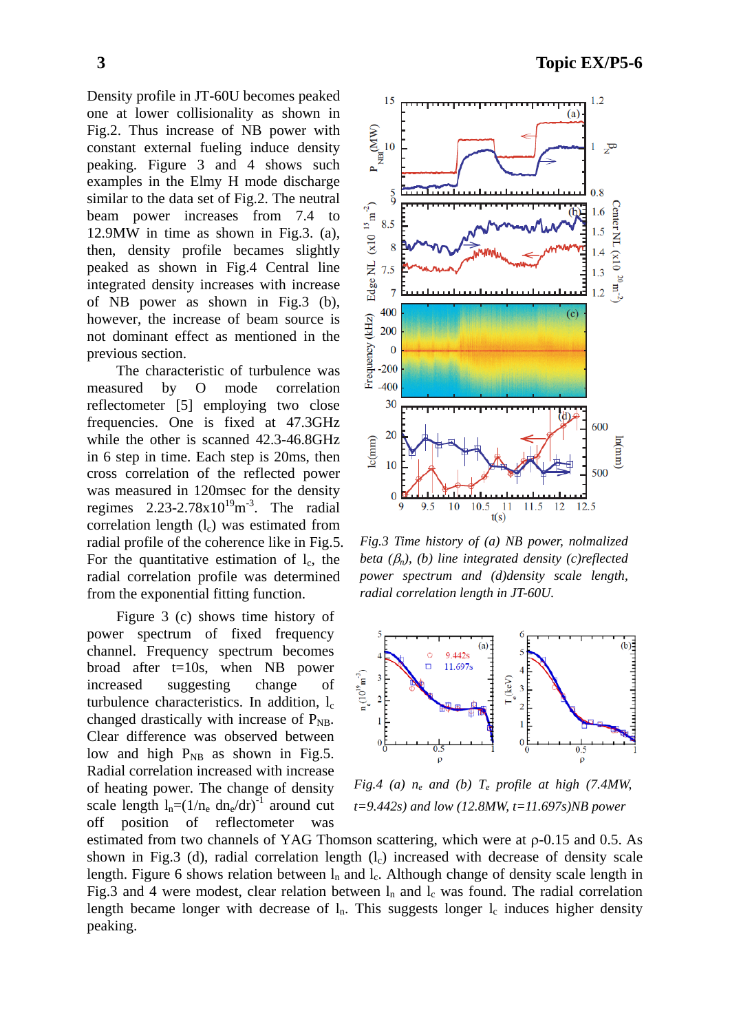Density profile in JT-60U becomes peaked one at lower collisionality as shown in Fig.2. Thus increase of NB power with constant external fueling induce density peaking. Figure 3 and 4 shows such examples in the Elmy H mode discharge similar to the data set of Fig.2. The neutral beam power increases from 7.4 to 12.9MW in time as shown in Fig.3. (a), then, density profile becames slightly peaked as shown in Fig.4 Central line integrated density increases with increase of NB power as shown in Fig.3 (b), however, the increase of beam source is not dominant effect as mentioned in the previous section.

The characteristic of turbulence was measured by O mode correlation reflectometer [5] employing two close frequencies. One is fixed at 47.3GHz while the other is scanned 42.3-46.8GHz in 6 step in time. Each step is 20ms, then cross correlation of the reflected power was measured in 120msec for the density regimes 2.23-2.78x$10^{19}$m$^{-3}$. The radial correlation length ($l_c$) was estimated from radial profile of the coherence like in Fig.5. For the quantitative estimation of $l_c$, the radial correlation profile was determined from the exponential fitting function.

Fig.3 Time history of (a) NB power, nolmalized beta ($\beta_N$), (b) line integrated density (c)reflected power spectrum and (d)density scale length, radial correlation length in JT-60U.

Figure 3 (c) shows time history of power spectrum of fixed frequency channel. Frequency spectrum becomes broad after t=10s, when NB power increased suggesting change of turbulence characteristics. In addition, $l_c$ changed drastically with increase of $P_{NB}$. Clear difference was observed between low and high $P_{NB}$ as shown in Fig.5. Radial correlation increased with increase of heating power. The change of density scale length $l_n=(1/n_e\ dn_e/dr)^{-1}$ around cut off position of reflectometer was estimated from two channels of YAG Thomson scattering, which were at ρ-0.15 and 0.5. As shown in Fig.3 (d), radial correlation length ($l_c$) increased with decrease of density scale length. Figure 6 shows relation between $l_n$ and $l_c$. Although change of density scale length in Fig.3 and 4 were modest, clear relation between $l_n$ and $l_c$ was found. The radial correlation length became longer with decrease of $l_n$. This suggests longer $l_c$ induces higher density peaking.

Fig.4 (a) $n_e$ and (b) $T_e$ profile at high (7.4MW, t=9.442s) and low (12.8MW, t=11.697s)NB power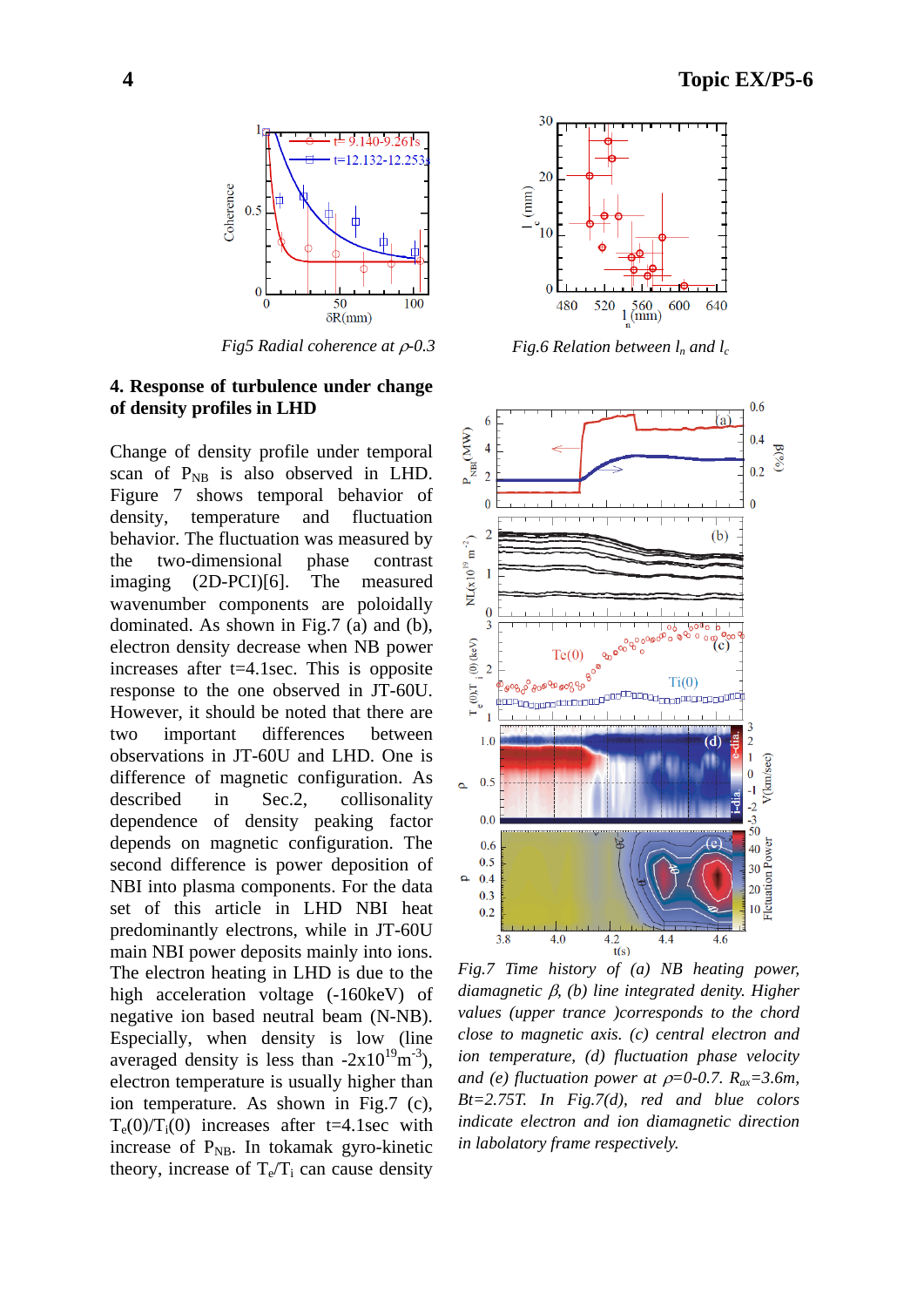*Fig5 Radial coherence at $\rho$-0.3*

*Fig.6 Relation between $l_n$ and $l_c$*

## 4. Response of turbulence under change of density profiles in LHD

Change of density profile under temporal scan of $P_{NB}$ is also observed in LHD. Figure 7 shows temporal behavior of density, temperature and fluctuation behavior. The fluctuation was measured by the two-dimensional phase contrast imaging (2D-PCI)[6]. The measured wavenumber components are poloidally dominated. As shown in Fig.7 (a) and (b), electron density decrease when NB power increases after t=4.1sec. This is opposite response to the one observed in JT-60U. However, it should be noted that there are two important differences between observations in JT-60U and LHD. One is difference of magnetic configuration. As described in Sec.2, collisonality dependence of density peaking factor depends on magnetic configuration. The second difference is power deposition of NBI into plasma components. For the data set of this article LHD NBI heat predominantly electrons, while in JT-60U main NBI power deposits mainly into ions. The electron heating in LHD is due to the high acceleration voltage (-160keV) of negative ion based neutral beam (N-NB). Especially, when density is low (line averaged density is less than -2x$10^{19}$m$^{-3}$), electron temperature is usually higher than ion temperature. As shown in Fig.7 (c), $T_e(0)/T_i(0)$ increases after t=4.1sec with increase of $P_{NB}$. In tokamak gyro-kinetic theory, increase of $T_e/T_i$ can cause density

*Fig.7 Time history of (a) NB heating power, diamagnetic $\beta$, (b) line integrated denity. Higher values (upper trance )corresponds to the chord close to magnetic axis. (c) central electron and ion temperature, (d) fluctuation phase velocity and (e) fluctuation power at $\rho$=0-0.7. $R_{ax}$=3.6m, Bt=2.75T. In Fig.7(d), red and blue colors indicate electron and ion diamagnetic direction in labolatory frame respectively.*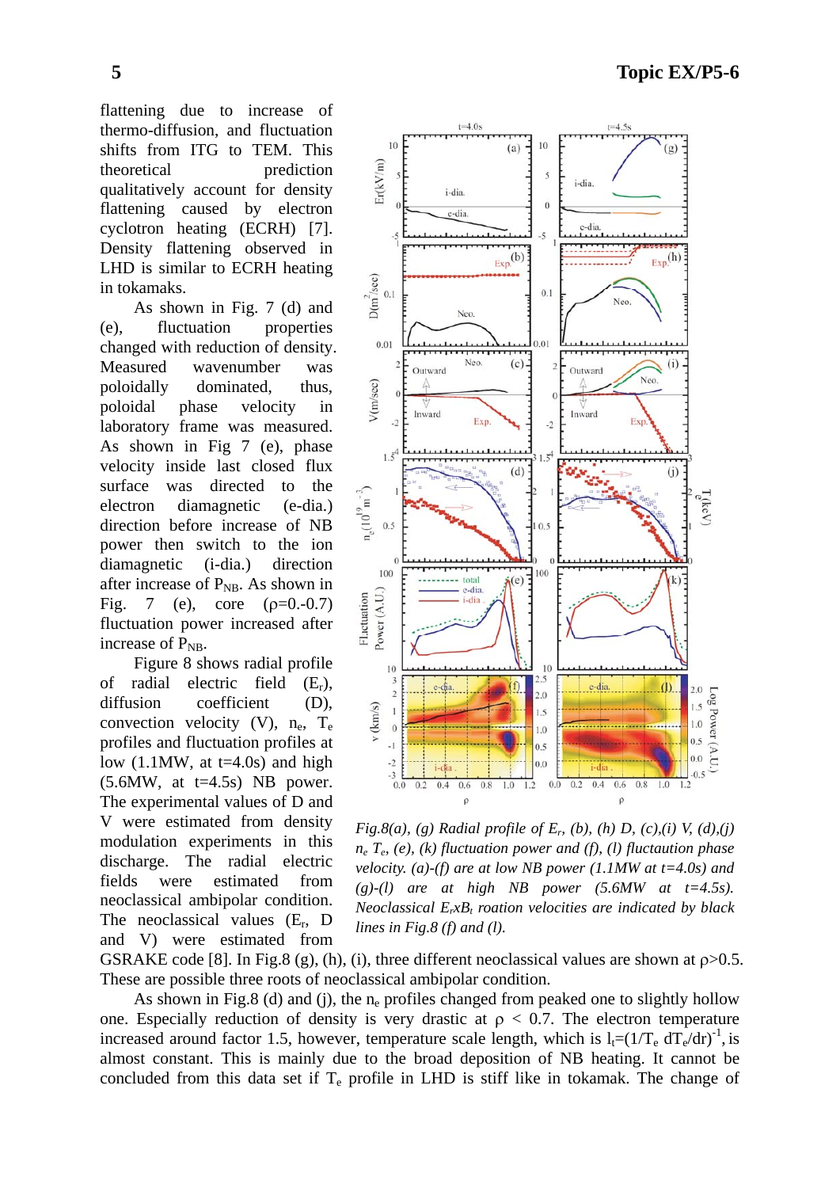flattening due to increase of thermo-diffusion, and fluctuation shifts from ITG to TEM. This theoretical prediction qualitatively account for density flattening caused by electron cyclotron heating (ECRH) [7]. Density flattening observed in LHD is similar to ECRH heating in tokamaks.

As shown in Fig. 7 (d) and (e), fluctuation properties changed with reduction of density. Measured wavenumber was poloidally dominated, thus, poloidal phase velocity in laboratory frame was measured. As shown in Fig 7 (e), phase velocity inside last closed flux surface was directed to the electron diamagnetic (e-dia.) direction before increase of NB power then switch to the ion diamagnetic (i-dia.) direction after increase of $P_{NB}$. As shown in Fig. 7 (e), core ($\rho$=0.-0.7) fluctuation power increased after increase of $P_{NB}$.

Figure 8 shows radial profile of radial electric field ($E_r$), diffusion coefficient (D), convection velocity (V), $n_e$, $T_e$ profiles and fluctuation profiles at low (1.1MW, at t=4.0s) and high (5.6MW, at t=4.5s) NB power. The experimental values of D and V were estimated from density modulation experiments in this discharge. The radial electric fields were estimated from neoclassical ambipolar condition. The neoclassical values ($E_r$, D and V) were estimated from GSRAKE code [8]. In Fig.8 (g), (h), (i), three different neoclassical values are shown at $\rho$>0.5. These are possible three roots of neoclassical ambipolar condition.

*Fig.8(a), (g) Radial profile of $E_r$, (b), (h) D, (c),(i) V, (d),(j) $n_e$ $T_e$, (e), (k) fluctuation power and (f), (l) fluctuation phase velocity. (a)-(f) are at low NB power (1.1MW at t=4.0s) and (g)-(l) are at high NB power (5.6MW at t=4.5s). Neoclassical $E_r$x$B_t$ roation velocities are indicated by black lines in Fig.8 (f) and (l).*

As shown in Fig.8 (d) and (j), the $n_e$ profiles changed from peaked one to slightly hollow one. Especially reduction of density is very drastic at $\rho$ < 0.7. The electron temperature increased around factor 1.5, however, temperature scale length, which is $l_t=(1/T_e\ dT_e/dr)^{-1}$, is almost constant. This is mainly due to the broad deposition of NB heating. It cannot be concluded from this data set if $T_e$ profile in LHD is stiff like in tokamak. The change of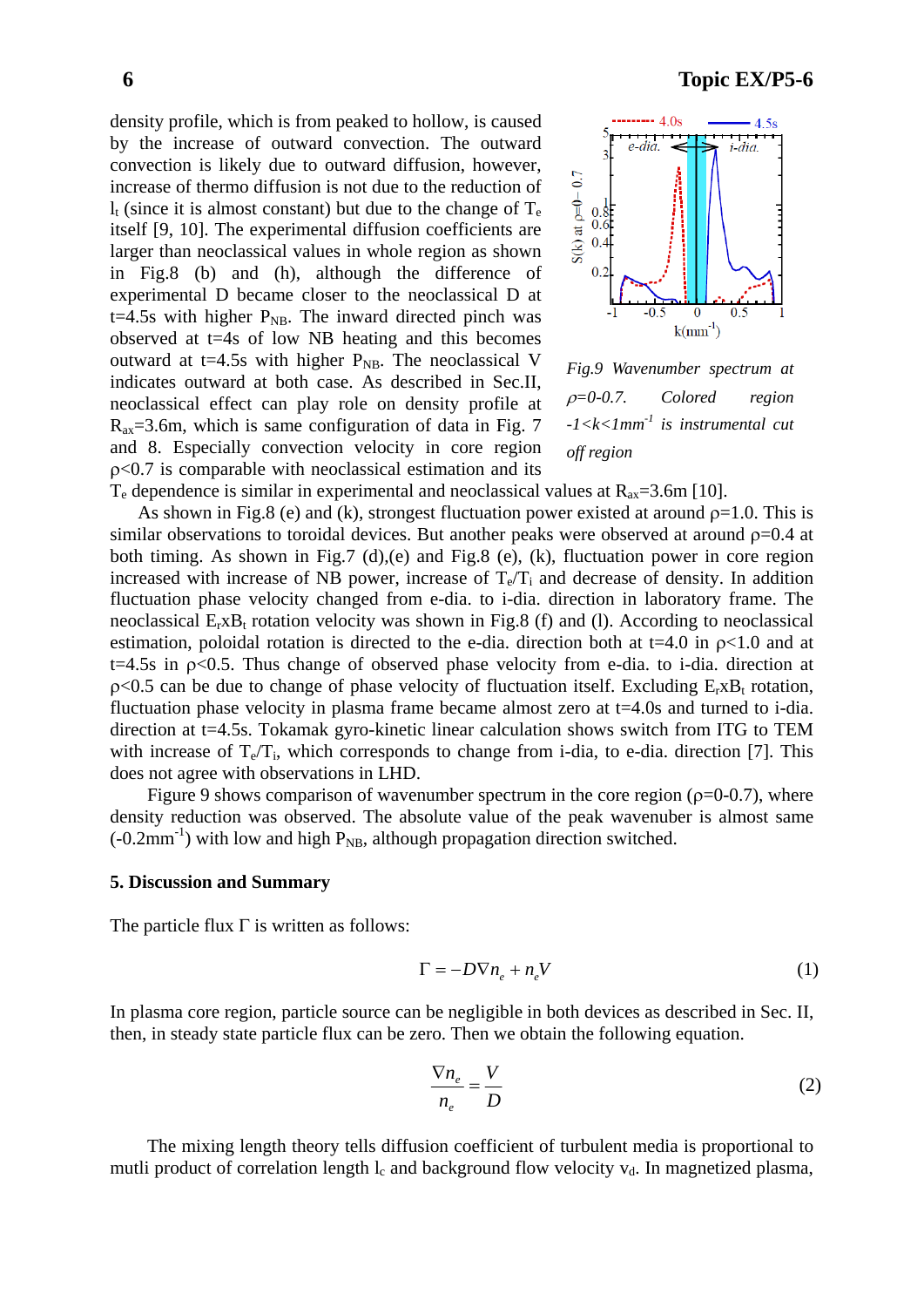density profile, which is from peaked to hollow, is caused by the increase of outward convection. The outward convection is likely due to outward diffusion, however, increase of thermo diffusion is not due to the reduction of $l_t$ (since it is almost constant) but due to the change of $T_e$ itself [9, 10]. The experimental diffusion coefficients are larger than neoclassical values in whole region as shown in Fig.8 (b) and (h), although the difference of experimental D became closer to the neoclassical D at t=4.5s with higher $P_{NB}$. The inward directed pinch was observed at t=4s of low NB heating and this becomes outward at t=4.5s with higher $P_{NB}$. The neoclassical V indicates outward at both case. As described in Sec.II, neoclassical effect can play role on density profile at $R_{ax}$=3.6m, which is same configuration of data in Fig. 7 and 8. Especially convection velocity in core region $\rho$<0.7 is comparable with neoclassical estimation and its $T_e$ dependence is similar in experimental and neoclassical values at $R_{ax}$=3.6m [10].

*Fig.9 Wavenumber spectrum at $\rho$=0-0.7. Colored region -1<k<1mm$^{-1}$ is instrumental cut off region*

As shown in Fig.8 (e) and (k), strongest fluctuation power existed at around $\rho$=1.0. This is similar observations to toroidal devices. But another peaks were observed at around $\rho$=0.4 at both timing. As shown in Fig.7 (d),(e) and Fig.8 (e), (k), fluctuation power in core region increased with increase of NB power, increase of $T_e/T_i$ and decrease of density. In addition fluctuation phase velocity changed from e-dia. to i-dia. direction in laboratory frame. The neoclassical $E_r$x$B_t$ rotation velocity was shown in Fig.8 (f) and (l). According to neoclassical estimation, poloidal rotation is directed to the e-dia. direction both at t=4.0 in $\rho$<1.0 and at t=4.5s in $\rho$<0.5. Thus change of observed phase velocity from e-dia. to i-dia. direction at $\rho$<0.5 can be due to change of phase velocity of fluctuation itself. Excluding $E_r$x$B_t$ rotation, fluctuation phase velocity in plasma frame became almost zero at t=4.0s and turned to i-dia. direction at t=4.5s. Tokamak gyro-kinetic linear calculation shows switch from ITG to TEM with increase of $T_e/T_i$, which corresponds to change from i-dia, to e-dia. direction [7]. This does not agree with observations in LHD.

Figure 9 shows comparison of wavenumber spectrum in the core region ($\rho$=0-0.7), where density reduction was observed. The absolute value of the peak wavenuber is almost same (-0.2mm$^{-1}$) with low and high $P_{NB}$, although propagation direction switched.

## 5. Discussion and Summary

The particle flux $\Gamma$ is written as follows:

$$\Gamma = -D\nabla n_e + n_e V \tag{1}$$

In plasma core region, particle source can be negligible in both devices as described in Sec. II, then, in steady state particle flux can be zero. Then we obtain the following equation.

$$\frac{\nabla n_e}{n_e} = \frac{V}{D} \tag{2}$$

The mixing length theory tells diffusion coefficient of turbulent media is proportional to mutli product of correlation length $l_c$ and background flow velocity $v_d$. In magnetized plasma,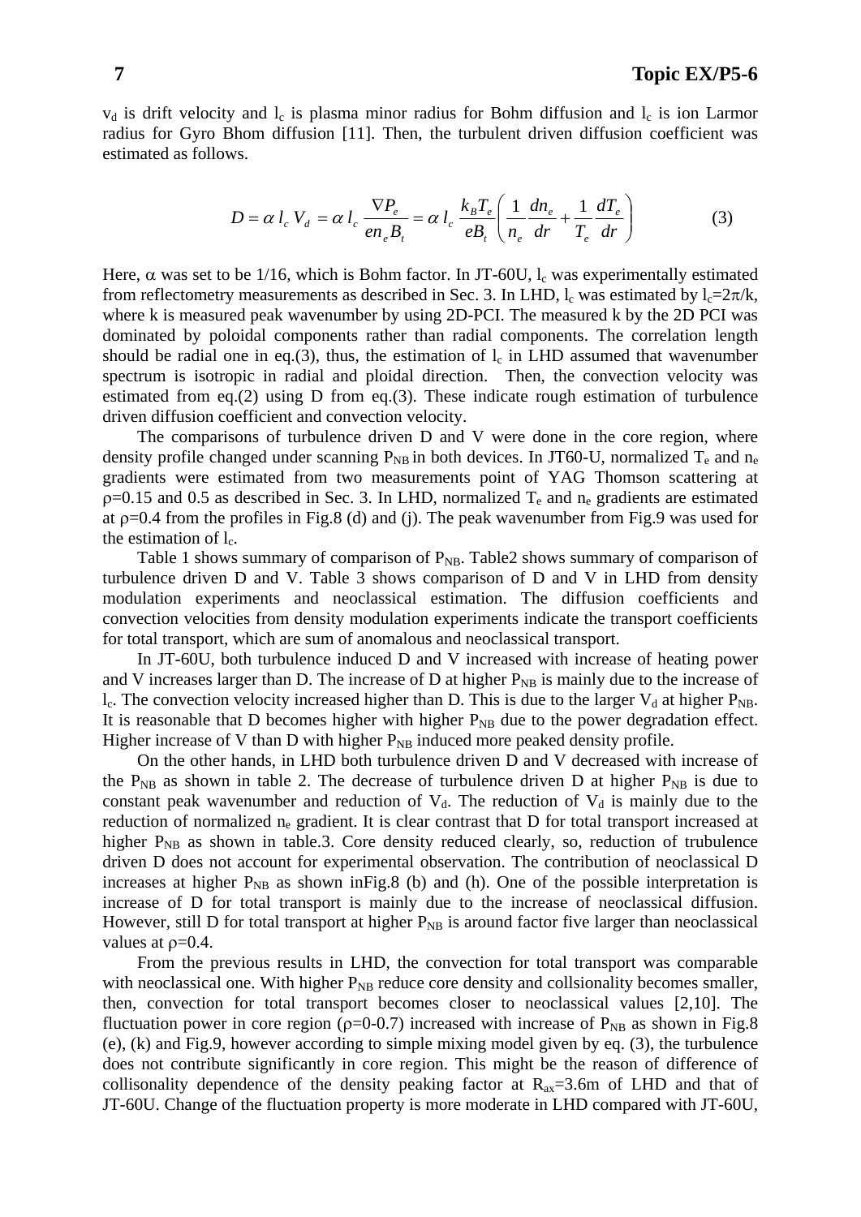$v_d$ is drift velocity and $l_c$ is plasma minor radius for Bohm diffusion and $l_c$ is ion Larmor radius for Gyro Bhom diffusion [11]. Then, the turbulent driven diffusion coefficient was estimated as follows.

$$D = \alpha\, l_c\, V_d = \alpha\, l_c\, \frac{\nabla P_e}{e n_e B_t} = \alpha\, l_c\, \frac{k_B T_e}{e B_t}\left(\frac{1}{n_e}\frac{dn_e}{dr} + \frac{1}{T_e}\frac{dT_e}{dr}\right) \tag{3}$$

Here, $\alpha$ was set to be 1/16, which is Bohm factor. In JT-60U, $l_c$ was experimentally estimated from reflectometry measurements as described in Sec. 3. In LHD, $l_c$ was estimated by $l_c=2\pi/k$, where k is measured peak wavenumber by using 2D-PCI. The measured k by the 2D PCI was dominated by poloidal components rather than radial components. The correlation length should be radial one in eq.(3), thus, the estimation of $l_c$ in LHD assumed that wavenumber spectrum is isotropic in radial and ploidal direction. Then, the convection velocity was estimated from eq.(2) using D from eq.(3). These indicate rough estimation of turbulence driven diffusion coefficient and convection velocity.

The comparisons of turbulence driven D and V were done in the core region, where density profile changed under scanning $P_{NB}$ in both devices. In JT60-U, normalized $T_e$ and $n_e$ gradients were estimated from two measurements point of YAG Thomson scattering at $\rho$=0.15 and 0.5 as described in Sec. 3. In LHD, normalized $T_e$ and $n_e$ gradients are estimated at $\rho$=0.4 from the profiles in Fig.8 (d) and (j). The peak wavenumber from Fig.9 was used for the estimation of $l_c$.

Table 1 shows summary of comparison of $P_{NB}$. Table2 shows summary of comparison of turbulence driven D and V. Table 3 shows comparison of D and V in LHD from density modulation experiments and neoclassical estimation. The diffusion coefficients and convection velocities from density modulation experiments indicate the transport coefficients for total transport, which are sum of anomalous and neoclassical transport.

In JT-60U, both turbulence induced D and V increased with increase of heating power and V increases larger than D. The increase of D at higher $P_{NB}$ is mainly due to the increase of $l_c$. The convection velocity increased higher than D. This is due to the larger $V_d$ at higher $P_{NB}$. It is reasonable that D becomes higher with higher $P_{NB}$ due to the power degradation effect. Higher increase of V than D with higher $P_{NB}$ induced more peaked density profile.

On the other hands, in LHD both turbulence driven D and V decreased with increase of the $P_{NB}$ as shown in table 2. The decrease of turbulence driven D at higher $P_{NB}$ is due to constant peak wavenumber and reduction of $V_d$. The reduction of $V_d$ is mainly due to the reduction of normalized $n_e$ gradient. It is clear contrast that D for total transport increased at higher $P_{NB}$ as shown in table.3. Core density reduced clearly, so, reduction of trubulence driven D does not account for experimental observation. The contribution of neoclassical D increases at higher $P_{NB}$ as shown inFig.8 (b) and (h). One of the possible interpretation is increase of D for total transport is mainly due to the increase of neoclassical diffusion. However, still D for total transport at higher $P_{NB}$ is around factor five larger than neoclassical values at $\rho$=0.4.

From the previous results in LHD, the convection for total transport was comparable with neoclassical one. With higher $P_{NB}$ reduce core density and collsionality becomes smaller, then, convection for total transport becomes closer to neoclassical values [2,10]. The fluctuation power in core region ($\rho$=0-0.7) increased with increase of $P_{NB}$ as shown in Fig.8 (e), (k) and Fig.9, however according to simple mixing model given by eq. (3), the turbulence does not contribute significantly in core region. This might be the reason of difference of collisonality dependence of the density peaking factor at $R_{ax}$=3.6m of LHD and that of JT-60U. Change of the fluctuation property is more moderate in LHD compared with JT-60U,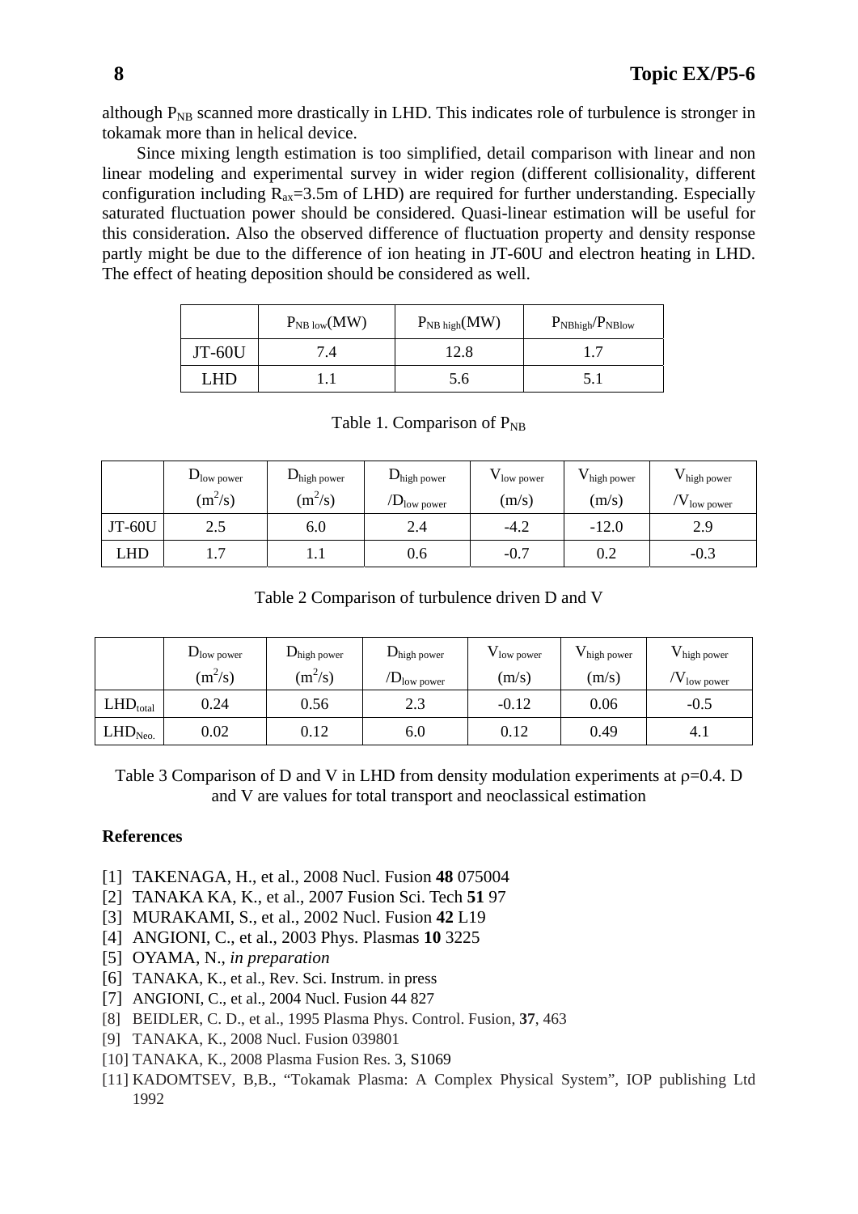although $P_{NB}$ scanned more drastically in LHD. This indicates role of turbulence is stronger in tokamak more than in helical device.

Since mixing length estimation is too simplified, detail comparison with linear and non linear modeling and experimental survey in wider region (different collisionality, different configuration including $R_{ax}$=3.5m of LHD) are required for further understanding. Especially saturated fluctuation power should be considered. Quasi-linear estimation will be useful for this consideration. Also the observed difference of fluctuation property and density response partly might be due to the difference of ion heating in JT-60U and electron heating in LHD. The effect of heating deposition should be considered as well.

| | $P_{NB\ low}$(MW) | $P_{NB\ high}$(MW) | $P_{NBhigh}/P_{NBlow}$ |
|---|---|---|---|
| JT-60U | 7.4 | 12.8 | 1.7 |
| LHD | 1.1 | 5.6 | 5.1 |

Table 1. Comparison of $P_{NB}$

| | $D_{low\ power}$ ($m^2$/s) | $D_{high\ power}$ ($m^2$/s) | $D_{high\ power}/D_{low\ power}$ | $V_{low\ power}$ (m/s) | $V_{high\ power}$ (m/s) | $V_{high\ power}/V_{low\ power}$ |
|---|---|---|---|---|---|---|
| JT-60U | 2.5 | 6.0 | 2.4 | -4.2 | -12.0 | 2.9 |
| LHD | 1.7 | 1.1 | 0.6 | -0.7 | 0.2 | -0.3 |

Table 2 Comparison of turbulence driven D and V

| | $D_{low\ power}$ ($m^2$/s) | $D_{high\ power}$ ($m^2$/s) | $D_{high\ power}/D_{low\ power}$ | $V_{low\ power}$ (m/s) | $V_{high\ power}$ (m/s) | $V_{high\ power}/V_{low\ power}$ |
|---|---|---|---|---|---|---|
| $LHD_{total}$ | 0.24 | 0.56 | 2.3 | -0.12 | 0.06 | -0.5 |
| $LHD_{Neo.}$ | 0.02 | 0.12 | 6.0 | 0.12 | 0.49 | 4.1 |

Table 3 Comparison of D and V in LHD from density modulation experiments at $\rho$=0.4. D and V are values for total transport and neoclassical estimation

**References**

[1] TAKENAGA, H., et al., 2008 Nucl. Fusion **48** 075004
[2] TANAKA KA, K., et al., 2007 Fusion Sci. Tech **51** 97
[3] MURAKAMI, S., et al., 2002 Nucl. Fusion **42** L19
[4] ANGIONI, C., et al., 2003 Phys. Plasmas **10** 3225
[5] OYAMA, N., *in preparation*
[6] TANAKA, K., et al., Rev. Sci. Instrum. in press
[7] ANGIONI, C., et al., 2004 Nucl. Fusion 44 827
[8] BEIDLER, C. D., et al., 1995 Plasma Phys. Control. Fusion, **37**, 463
[9] TANAKA, K., 2008 Nucl. Fusion 039801
[10] TANAKA, K., 2008 Plasma Fusion Res. 3, S1069
[11] KADOMTSEV, B,B., "Tokamak Plasma: A Complex Physical System", IOP publishing Ltd 1992